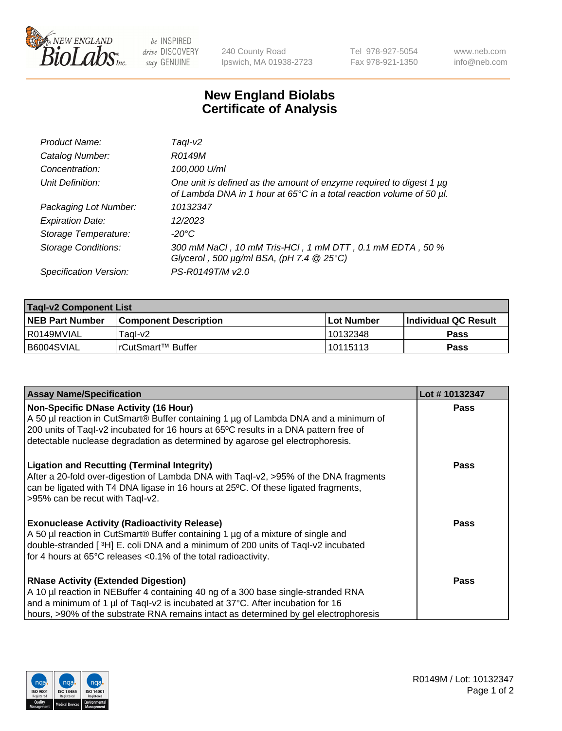# New England Biolabs
# Certificate of Analysis

| | |
|---|---|
| *Product Name:* | *TaqI-v2* |
| *Catalog Number:* | *R0149M* |
| *Concentration:* | *100,000 U/ml* |
| *Unit Definition:* | *One unit is defined as the amount of enzyme required to digest 1 µg of Lambda DNA in 1 hour at 65°C in a total reaction volume of 50 µl.* |
| *Packaging Lot Number:* | *10132347* |
| *Expiration Date:* | *12/2023* |
| *Storage Temperature:* | *-20°C* |
| *Storage Conditions:* | *300 mM NaCl , 10 mM Tris-HCl , 1 mM DTT , 0.1 mM EDTA , 50 % Glycerol , 500 µg/ml BSA, (pH 7.4 @ 25°C)* |
| *Specification Version:* | *PS-R0149T/M v2.0* |

| **TaqI-v2 Component List** | | | |
|---|---|---|---|
| **NEB Part Number** | **Component Description** | **Lot Number** | **Individual QC Result** |
| R0149MVIAL | TaqI-v2 | 10132348 | **Pass** |
| B6004SVIAL | rCutSmart™ Buffer | 10115113 | **Pass** |

| **Assay Name/Specification** | **Lot # 10132347** |
|---|---|
| **Non-Specific DNase Activity (16 Hour)**<br>A 50 µl reaction in CutSmart® Buffer containing 1 µg of Lambda DNA and a minimum of 200 units of TaqI-v2 incubated for 16 hours at 65ºC results in a DNA pattern free of detectable nuclease degradation as determined by agarose gel electrophoresis. | **Pass** |
| **Ligation and Recutting (Terminal Integrity)**<br>After a 20-fold over-digestion of Lambda DNA with TaqI-v2, >95% of the DNA fragments can be ligated with T4 DNA ligase in 16 hours at 25ºC. Of these ligated fragments, >95% can be recut with TaqI-v2. | **Pass** |
| **Exonuclease Activity (Radioactivity Release)**<br>A 50 µl reaction in CutSmart® Buffer containing 1 µg of a mixture of single and double-stranded [ $^{3}$H] E. coli DNA and a minimum of 200 units of TaqI-v2 incubated for 4 hours at 65°C releases <0.1% of the total radioactivity. | **Pass** |
| **RNase Activity (Extended Digestion)**<br>A 10 µl reaction in NEBuffer 4 containing 40 ng of a 300 base single-stranded RNA and a minimum of 1 µl of TaqI-v2 is incubated at 37°C. After incubation for 16 hours, >90% of the substrate RNA remains intact as determined by gel electrophoresis | **Pass** |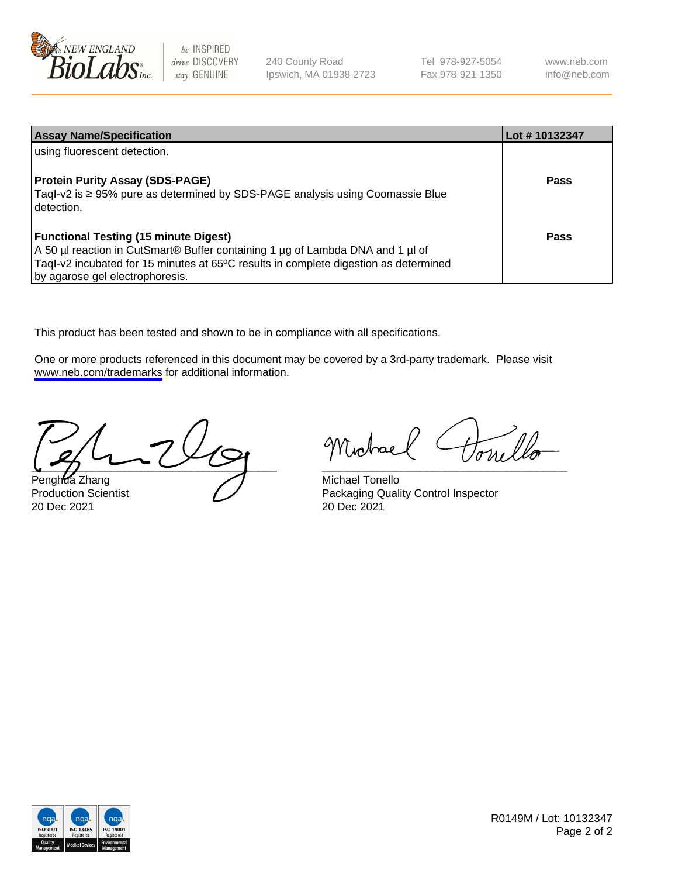NEW ENGLAND BioLabs Inc. — be INSPIRED drive DISCOVERY stay GENUINE

240 County Road
Ipswich, MA 01938-2723

Tel 978-927-5054
Fax 978-921-1350

www.neb.com
info@neb.com

| Assay Name/Specification | Lot # 10132347 |
|---|---|
| using fluorescent detection. | |
| **Protein Purity Assay (SDS-PAGE)**<br>TaqI-v2 is ≥ 95% pure as determined by SDS-PAGE analysis using Coomassie Blue detection. | **Pass** |
| **Functional Testing (15 minute Digest)**<br>A 50 µl reaction in CutSmart® Buffer containing 1 µg of Lambda DNA and 1 µl of TaqI-v2 incubated for 15 minutes at 65ºC results in complete digestion as determined by agarose gel electrophoresis. | **Pass** |

This product has been tested and shown to be in compliance with all specifications.

One or more products referenced in this document may be covered by a 3rd-party trademark. Please visit www.neb.com/trademarks for additional information.

Penghua Zhang
Production Scientist
20 Dec 2021

Michael Tonello
Packaging Quality Control Inspector
20 Dec 2021

R0149M / Lot: 10132347